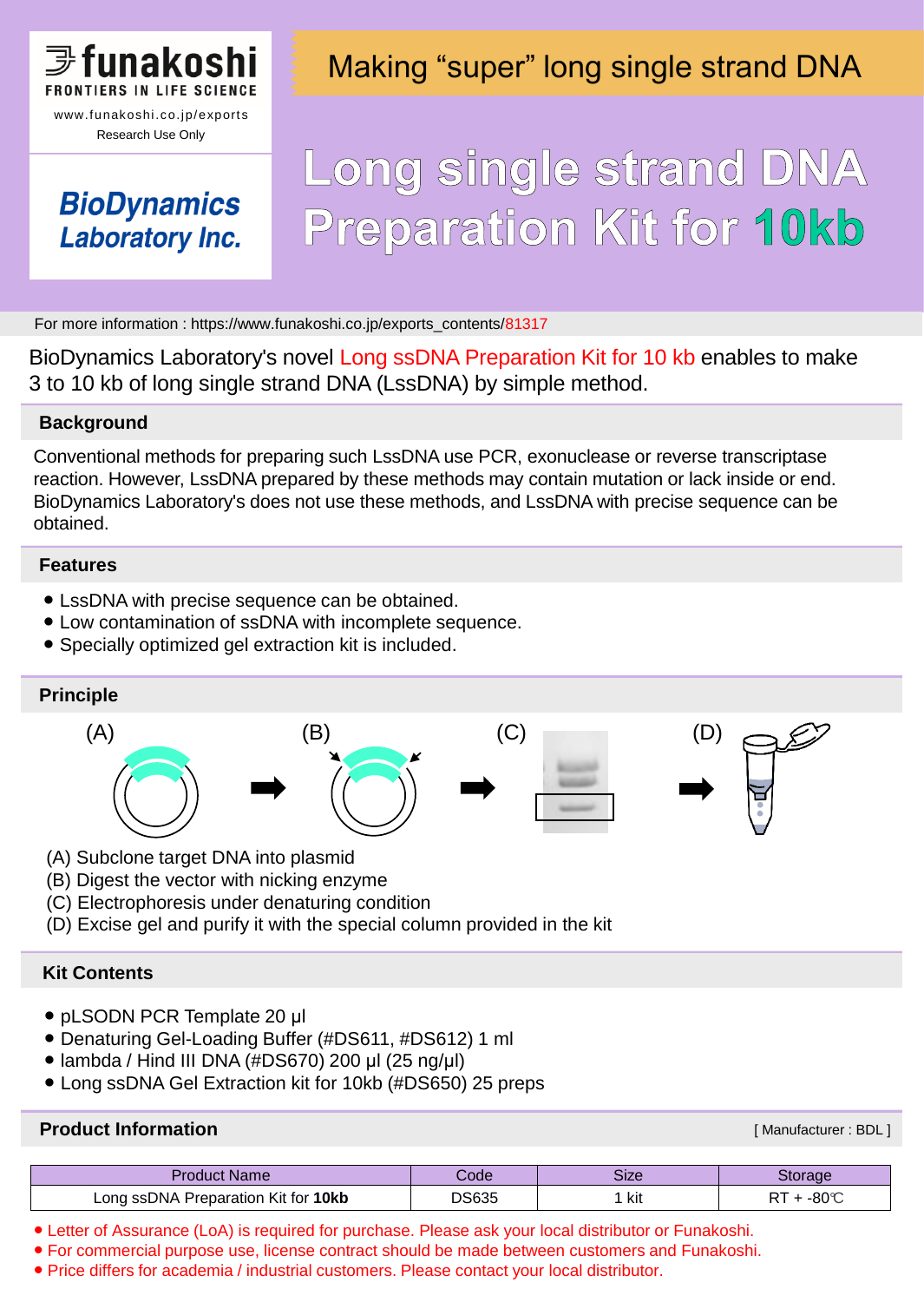funakoshi
FRONTIERS IN LIFE SCIENCE
www.funakoshi.co.jp/exports
Research Use Only

BioDynamics Laboratory Inc.

Making “super” long single strand DNA

# Long single strand DNA Preparation Kit for 10kb

For more information : https://www.funakoshi.co.jp/exports_contents/81317

BioDynamics Laboratory's novel Long ssDNA Preparation Kit for 10 kb enables to make 3 to 10 kb of long single strand DNA (LssDNA) by simple method.

## Background

Conventional methods for preparing such LssDNA use PCR, exonuclease or reverse transcriptase reaction. However, LssDNA prepared by these methods may contain mutation or lack inside or end. BioDynamics Laboratory's does not use these methods, and LssDNA with precise sequence can be obtained.

## Features

- LssDNA with precise sequence can be obtained.
- Low contamination of ssDNA with incomplete sequence.
- Specially optimized gel extraction kit is included.

## Principle

(A) → (B) → (C) → (D)

(A) Subclone target DNA into plasmid
(B) Digest the vector with nicking enzyme
(C) Electrophoresis under denaturing condition
(D) Excise gel and purify it with the special column provided in the kit

## Kit Contents

- pLSODN PCR Template 20 µl
- Denaturing Gel-Loading Buffer (#DS611, #DS612) 1 ml
- lambda / Hind III DNA (#DS670) 200 µl (25 ng/µl)
- Long ssDNA Gel Extraction kit for 10kb (#DS650) 25 preps

## Product Information

[ Manufacturer : BDL ]

| Product Name | Code | Size | Storage |
|---|---|---|---|
| Long ssDNA Preparation Kit for **10kb** | DS635 | 1 kit | RT + -80℃ |

- Letter of Assurance (LoA) is required for purchase. Please ask your local distributor or Funakoshi.
- For commercial purpose use, license contract should be made between customers and Funakoshi.
- Price differs for academia / industrial customers. Please contact your local distributor.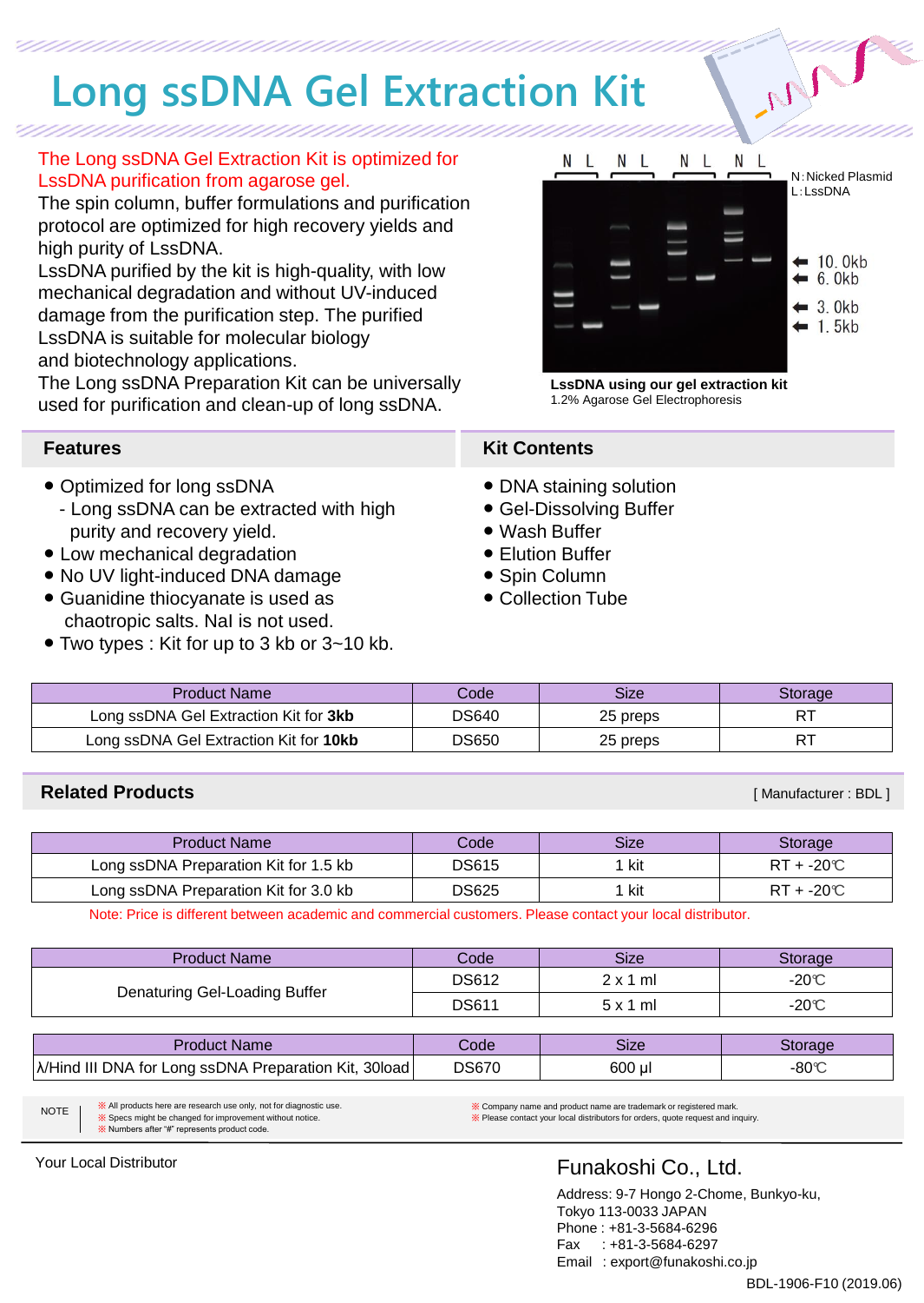# Long ssDNA Gel Extraction Kit

The Long ssDNA Gel Extraction Kit is optimized for LssDNA purification from agarose gel.
The spin column, buffer formulations and purification protocol are optimized for high recovery yields and high purity of LssDNA.
LssDNA purified by the kit is high-quality, with low mechanical degradation and without UV-induced damage from the purification step. The purified LssDNA is suitable for molecular biology and biotechnology applications.
The Long ssDNA Preparation Kit can be universally used for purification and clean-up of long ssDNA.

N L N L N L N L

N: Nicked Plasmid
L: LssDNA

10. 0kb
6. 0kb
3. 0kb
1. 5kb

**LssDNA using our gel extraction kit**
1.2% Agarose Gel Electrophoresis

## Features

- Optimized for long ssDNA
  - Long ssDNA can be extracted with high purity and recovery yield.
- Low mechanical degradation
- No UV light-induced DNA damage
- Guanidine thiocyanate is used as chaotropic salts. NaI is not used.
- Two types : Kit for up to 3 kb or 3~10 kb.

## Kit Contents

- DNA staining solution
- Gel-Dissolving Buffer
- Wash Buffer
- Elution Buffer
- Spin Column
- Collection Tube

| Product Name | Code | Size | Storage |
|---|---|---|---|
| Long ssDNA Gel Extraction Kit for **3kb** | DS640 | 25 preps | RT |
| Long ssDNA Gel Extraction Kit for **10kb** | DS650 | 25 preps | RT |

## Related Products

[ Manufacturer : BDL ]

| Product Name | Code | Size | Storage |
|---|---|---|---|
| Long ssDNA Preparation Kit for 1.5 kb | DS615 | 1 kit | RT + -20℃ |
| Long ssDNA Preparation Kit for 3.0 kb | DS625 | 1 kit | RT + -20℃ |

Note: Price is different between academic and commercial customers. Please contact your local distributor.

| Product Name | Code | Size | Storage |
|---|---|---|---|
| Denaturing Gel-Loading Buffer | DS612 | 2 x 1 ml | -20℃ |
| | DS611 | 5 x 1 ml | -20℃ |

| Product Name | Code | Size | Storage |
|---|---|---|---|
| λ/Hind III DNA for Long ssDNA Preparation Kit, 30load | DS670 | 600 μl | -80℃ |

NOTE
※ All products here are research use only, not for diagnostic use.
※ Specs might be changed for improvement without notice.
※ Numbers after "#" represents product code.
※ Company name and product name are trademark or registered mark.
※ Please contact your local distributors for orders, quote request and inquiry.

Your Local Distributor

Funakoshi Co., Ltd.

Address: 9-7 Hongo 2-Chome, Bunkyo-ku,
Tokyo 113-0033 JAPAN
Phone : +81-3-5684-6296
Fax : +81-3-5684-6297
Email : export@funakoshi.co.jp

BDL-1906-F10 (2019.06)